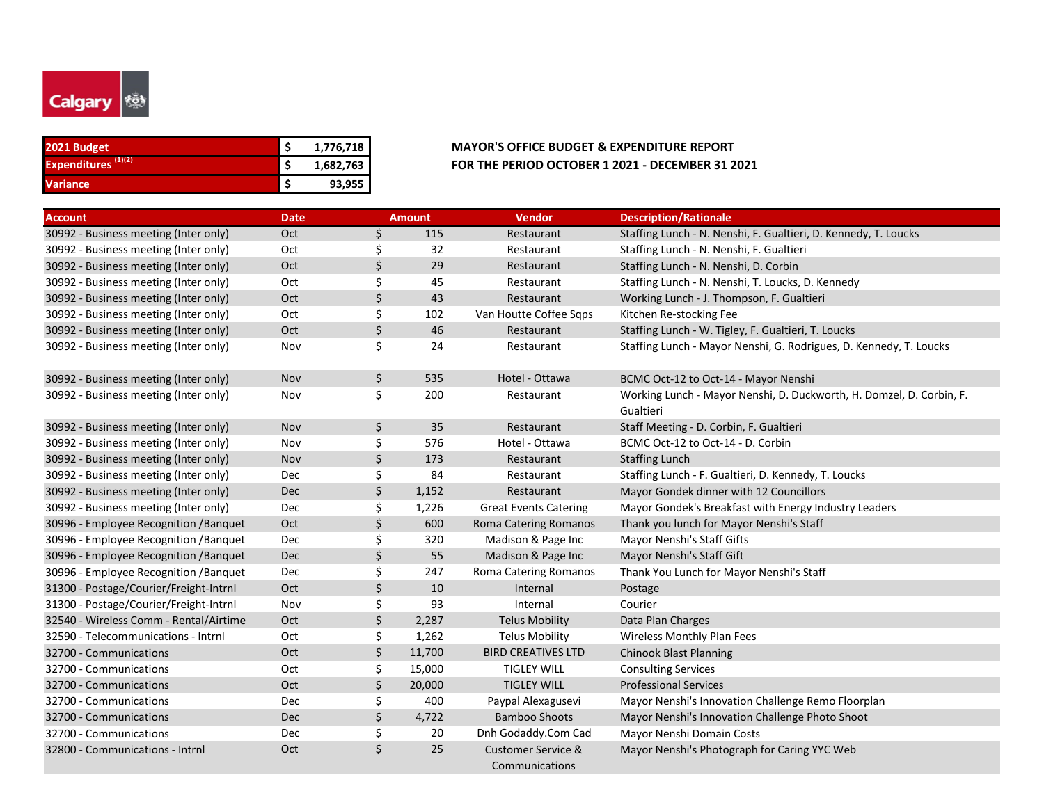Calgary

| 2021 Budget | $ | 1,776,718 |
|---|---|---|
| Expenditures [1][2] | $ | 1,682,763 |
| Variance | $ | 93,955 |

**MAYOR'S OFFICE BUDGET & EXPENDITURE REPORT**
**FOR THE PERIOD OCTOBER 1 2021 - DECEMBER 31 2021**

| Account | Date | Amount | Vendor | Description/Rationale |
|---|---|---|---|---|
| 30992 - Business meeting (Inter only) | Oct | $ 115 | Restaurant | Staffing Lunch - N. Nenshi, F. Gualtieri, D. Kennedy, T. Loucks |
| 30992 - Business meeting (Inter only) | Oct | $ 32 | Restaurant | Staffing Lunch - N. Nenshi, F. Gualtieri |
| 30992 - Business meeting (Inter only) | Oct | $ 29 | Restaurant | Staffing Lunch - N. Nenshi, D. Corbin |
| 30992 - Business meeting (Inter only) | Oct | $ 45 | Restaurant | Staffing Lunch - N. Nenshi, T. Loucks, D. Kennedy |
| 30992 - Business meeting (Inter only) | Oct | $ 43 | Restaurant | Working Lunch - J. Thompson, F. Gualtieri |
| 30992 - Business meeting (Inter only) | Oct | $ 102 | Van Houtte Coffee Sqps | Kitchen Re-stocking Fee |
| 30992 - Business meeting (Inter only) | Oct | $ 46 | Restaurant | Staffing Lunch - W. Tigley, F. Gualtieri, T. Loucks |
| 30992 - Business meeting (Inter only) | Nov | $ 24 | Restaurant | Staffing Lunch - Mayor Nenshi, G. Rodrigues, D. Kennedy, T. Loucks |
| 30992 - Business meeting (Inter only) | Nov | $ 535 | Hotel - Ottawa | BCMC Oct-12 to Oct-14 - Mayor Nenshi |
| 30992 - Business meeting (Inter only) | Nov | $ 200 | Restaurant | Working Lunch - Mayor Nenshi, D. Duckworth, H. Domzel, D. Corbin, F. Gualtieri |
| 30992 - Business meeting (Inter only) | Nov | $ 35 | Restaurant | Staff Meeting - D. Corbin, F. Gualtieri |
| 30992 - Business meeting (Inter only) | Nov | $ 576 | Hotel - Ottawa | BCMC Oct-12 to Oct-14 - D. Corbin |
| 30992 - Business meeting (Inter only) | Nov | $ 173 | Restaurant | Staffing Lunch |
| 30992 - Business meeting (Inter only) | Dec | $ 84 | Restaurant | Staffing Lunch - F. Gualtieri, D. Kennedy, T. Loucks |
| 30992 - Business meeting (Inter only) | Dec | $ 1,152 | Restaurant | Mayor Gondek dinner with 12 Councillors |
| 30992 - Business meeting (Inter only) | Dec | $ 1,226 | Great Events Catering | Mayor Gondek's Breakfast with Energy Industry Leaders |
| 30996 - Employee Recognition /Banquet | Oct | $ 600 | Roma Catering Romanos | Thank you lunch for Mayor Nenshi's Staff |
| 30996 - Employee Recognition /Banquet | Dec | $ 320 | Madison & Page Inc | Mayor Nenshi's Staff Gifts |
| 30996 - Employee Recognition /Banquet | Dec | $ 55 | Madison & Page Inc | Mayor Nenshi's Staff Gift |
| 30996 - Employee Recognition /Banquet | Dec | $ 247 | Roma Catering Romanos | Thank You Lunch for Mayor Nenshi's Staff |
| 31300 - Postage/Courier/Freight-Intrnl | Oct | $ 10 | Internal | Postage |
| 31300 - Postage/Courier/Freight-Intrnl | Nov | $ 93 | Internal | Courier |
| 32540 - Wireless Comm - Rental/Airtime | Oct | $ 2,287 | Telus Mobility | Data Plan Charges |
| 32590 - Telecommunications - Intrnl | Oct | $ 1,262 | Telus Mobility | Wireless Monthly Plan Fees |
| 32700 - Communications | Oct | $ 11,700 | BIRD CREATIVES LTD | Chinook Blast Planning |
| 32700 - Communications | Oct | $ 15,000 | TIGLEY WILL | Consulting Services |
| 32700 - Communications | Oct | $ 20,000 | TIGLEY WILL | Professional Services |
| 32700 - Communications | Dec | $ 400 | Paypal Alexagusevi | Mayor Nenshi's Innovation Challenge Remo Floorplan |
| 32700 - Communications | Dec | $ 4,722 | Bamboo Shoots | Mayor Nenshi's Innovation Challenge Photo Shoot |
| 32700 - Communications | Dec | $ 20 | Dnh Godaddy.Com Cad | Mayor Nenshi Domain Costs |
| 32800 - Communications - Intrnl | Oct | $ 25 | Customer Service & Communications | Mayor Nenshi's Photograph for Caring YYC Web |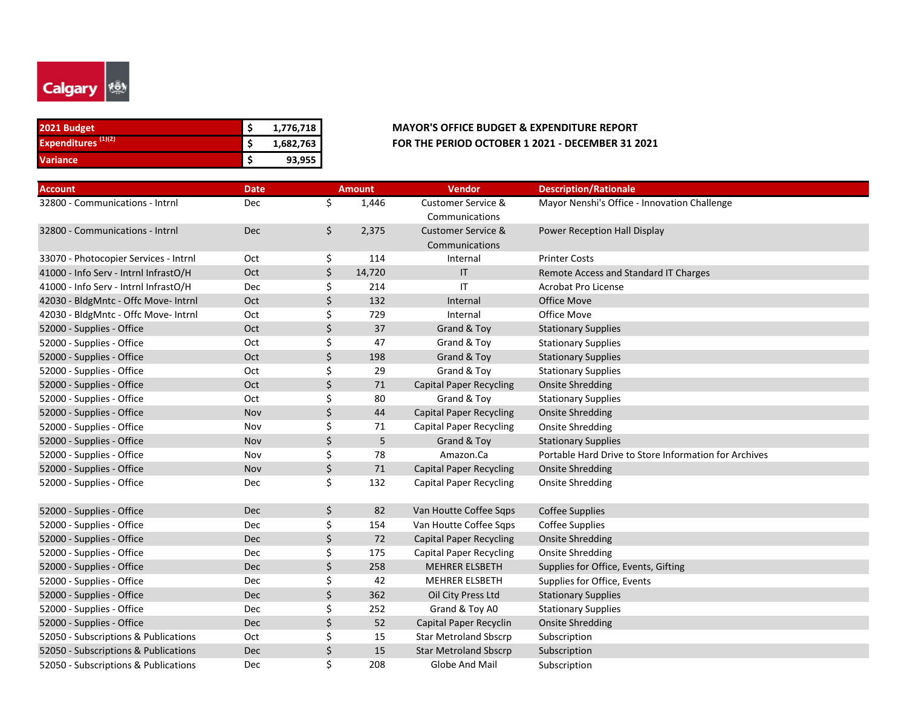| 2021 Budget | $ 1,776,718 |
|---|---|
| Expenditures [1][2] | $ 1,682,763 |
| Variance | $ 93,955 |

**MAYOR'S OFFICE BUDGET & EXPENDITURE REPORT**
**FOR THE PERIOD OCTOBER 1 2021 - DECEMBER 31 2021**

| Account | Date | Amount | Vendor | Description/Rationale |
|---|---|---|---|---|
| 32800 - Communications - Intrnl | Dec | $ 1,446 | Customer Service & Communications | Mayor Nenshi's Office - Innovation Challenge |
| 32800 - Communications - Intrnl | Dec | $ 2,375 | Customer Service & Communications | Power Reception Hall Display |
| 33070 - Photocopier Services - Intrnl | Oct | $ 114 | Internal | Printer Costs |
| 41000 - Info Serv - Intrnl InfrastO/H | Oct | $ 14,720 | IT | Remote Access and Standard IT Charges |
| 41000 - Info Serv - Intrnl InfrastO/H | Dec | $ 214 | IT | Acrobat Pro License |
| 42030 - BldgMntc - Offc Move- Intrnl | Oct | $ 132 | Internal | Office Move |
| 42030 - BldgMntc - Offc Move- Intrnl | Oct | $ 729 | Internal | Office Move |
| 52000 - Supplies - Office | Oct | $ 37 | Grand & Toy | Stationary Supplies |
| 52000 - Supplies - Office | Oct | $ 47 | Grand & Toy | Stationary Supplies |
| 52000 - Supplies - Office | Oct | $ 198 | Grand & Toy | Stationary Supplies |
| 52000 - Supplies - Office | Oct | $ 29 | Grand & Toy | Stationary Supplies |
| 52000 - Supplies - Office | Oct | $ 71 | Capital Paper Recycling | Onsite Shredding |
| 52000 - Supplies - Office | Oct | $ 80 | Grand & Toy | Stationary Supplies |
| 52000 - Supplies - Office | Nov | $ 44 | Capital Paper Recycling | Onsite Shredding |
| 52000 - Supplies - Office | Nov | $ 71 | Capital Paper Recycling | Onsite Shredding |
| 52000 - Supplies - Office | Nov | $ 5 | Grand & Toy | Stationary Supplies |
| 52000 - Supplies - Office | Nov | $ 78 | Amazon.Ca | Portable Hard Drive to Store Information for Archives |
| 52000 - Supplies - Office | Nov | $ 71 | Capital Paper Recycling | Onsite Shredding |
| 52000 - Supplies - Office | Dec | $ 132 | Capital Paper Recycling | Onsite Shredding |
| 52000 - Supplies - Office | Dec | $ 82 | Van Houtte Coffee Sqps | Coffee Supplies |
| 52000 - Supplies - Office | Dec | $ 154 | Van Houtte Coffee Sqps | Coffee Supplies |
| 52000 - Supplies - Office | Dec | $ 72 | Capital Paper Recycling | Onsite Shredding |
| 52000 - Supplies - Office | Dec | $ 175 | Capital Paper Recycling | Onsite Shredding |
| 52000 - Supplies - Office | Dec | $ 258 | MEHRER ELSBETH | Supplies for Office, Events, Gifting |
| 52000 - Supplies - Office | Dec | $ 42 | MEHRER ELSBETH | Supplies for Office, Events |
| 52000 - Supplies - Office | Dec | $ 362 | Oil City Press Ltd | Stationary Supplies |
| 52000 - Supplies - Office | Dec | $ 252 | Grand & Toy A0 | Stationary Supplies |
| 52000 - Supplies - Office | Dec | $ 52 | Capital Paper Recyclin | Onsite Shredding |
| 52050 - Subscriptions & Publications | Oct | $ 15 | Star Metroland Sbscrp | Subscription |
| 52050 - Subscriptions & Publications | Dec | $ 15 | Star Metroland Sbscrp | Subscription |
| 52050 - Subscriptions & Publications | Dec | $ 208 | Globe And Mail | Subscription |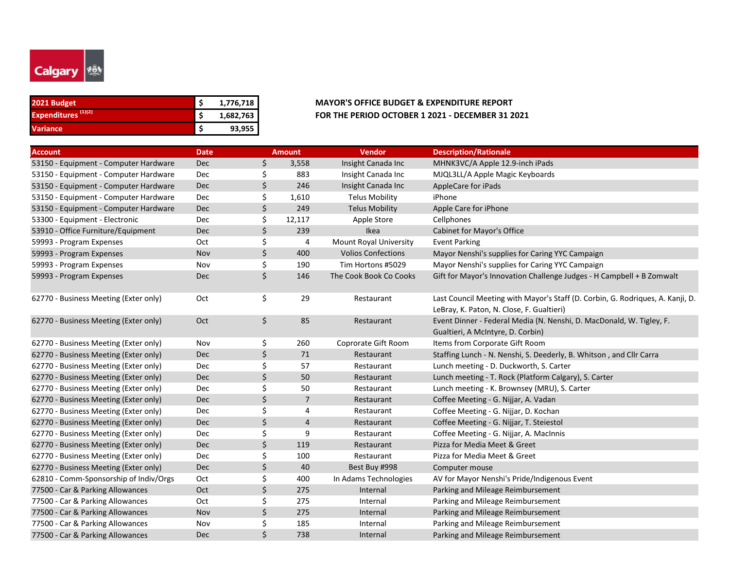Calgary

| 2021 Budget | $ 1,776,718 |
|---|---|
| Expenditures [(1)(2)] | $ 1,682,763 |
| Variance | $ 93,955 |

**MAYOR'S OFFICE BUDGET & EXPENDITURE REPORT**
**FOR THE PERIOD OCTOBER 1 2021 - DECEMBER 31 2021**

| Account | Date | Amount | Vendor | Description/Rationale |
|---|---|---|---|---|
| 53150 - Equipment - Computer Hardware | Dec | $ 3,558 | Insight Canada Inc | MHNK3VC/A Apple 12.9-inch iPads |
| 53150 - Equipment - Computer Hardware | Dec | $ 883 | Insight Canada Inc | MJQL3LL/A Apple Magic Keyboards |
| 53150 - Equipment - Computer Hardware | Dec | $ 246 | Insight Canada Inc | AppleCare for iPads |
| 53150 - Equipment - Computer Hardware | Dec | $ 1,610 | Telus Mobility | iPhone |
| 53150 - Equipment - Computer Hardware | Dec | $ 249 | Telus Mobility | Apple Care for iPhone |
| 53300 - Equipment - Electronic | Dec | $ 12,117 | Apple Store | Cellphones |
| 53910 - Office Furniture/Equipment | Dec | $ 239 | Ikea | Cabinet for Mayor's Office |
| 59993 - Program Expenses | Oct | $ 4 | Mount Royal University | Event Parking |
| 59993 - Program Expenses | Nov | $ 400 | Volios Confections | Mayor Nenshi's supplies for Caring YYC Campaign |
| 59993 - Program Expenses | Nov | $ 190 | Tim Hortons #5029 | Mayor Nenshi's supplies for Caring YYC Campaign |
| 59993 - Program Expenses | Dec | $ 146 | The Cook Book Co Cooks | Gift for Mayor's Innovation Challenge Judges - H Campbell + B Zomwalt |
| 62770 - Business Meeting (Exter only) | Oct | $ 29 | Restaurant | Last Council Meeting with Mayor's Staff (D. Corbin, G. Rodriques, A. Kanji, D. LeBray, K. Paton, N. Close, F. Gualtieri) |
| 62770 - Business Meeting (Exter only) | Oct | $ 85 | Restaurant | Event Dinner - Federal Media (N. Nenshi, D. MacDonald, W. Tigley, F. Gualtieri, A McIntyre, D. Corbin) |
| 62770 - Business Meeting (Exter only) | Nov | $ 260 | Coprorate Gift Room | Items from Corporate Gift Room |
| 62770 - Business Meeting (Exter only) | Dec | $ 71 | Restaurant | Staffing Lunch - N. Nenshi, S. Deederly, B. Whitson , and Cllr Carra |
| 62770 - Business Meeting (Exter only) | Dec | $ 57 | Restaurant | Lunch meeting - D. Duckworth, S. Carter |
| 62770 - Business Meeting (Exter only) | Dec | $ 50 | Restaurant | Lunch meeting - T. Rock (Platform Calgary), S. Carter |
| 62770 - Business Meeting (Exter only) | Dec | $ 50 | Restaurant | Lunch meeting - K. Brownsey (MRU), S. Carter |
| 62770 - Business Meeting (Exter only) | Dec | $ 7 | Restaurant | Coffee Meeting - G. Nijjar, A. Vadan |
| 62770 - Business Meeting (Exter only) | Dec | $ 4 | Restaurant | Coffee Meeting - G. Nijjar, D. Kochan |
| 62770 - Business Meeting (Exter only) | Dec | $ 4 | Restaurant | Coffee Meeting - G. Nijjar, T. Steiestol |
| 62770 - Business Meeting (Exter only) | Dec | $ 9 | Restaurant | Coffee Meeting - G. Nijjar, A. MacInnis |
| 62770 - Business Meeting (Exter only) | Dec | $ 119 | Restaurant | Pizza for Media Meet & Greet |
| 62770 - Business Meeting (Exter only) | Dec | $ 100 | Restaurant | Pizza for Media Meet & Greet |
| 62770 - Business Meeting (Exter only) | Dec | $ 40 | Best Buy #998 | Computer mouse |
| 62810 - Comm-Sponsorship of Indiv/Orgs | Oct | $ 400 | In Adams Technologies | AV for Mayor Nenshi's Pride/Indigenous Event |
| 77500 - Car & Parking Allowances | Oct | $ 275 | Internal | Parking and Mileage Reimbursement |
| 77500 - Car & Parking Allowances | Oct | $ 275 | Internal | Parking and Mileage Reimbursement |
| 77500 - Car & Parking Allowances | Nov | $ 275 | Internal | Parking and Mileage Reimbursement |
| 77500 - Car & Parking Allowances | Nov | $ 185 | Internal | Parking and Mileage Reimbursement |
| 77500 - Car & Parking Allowances | Dec | $ 738 | Internal | Parking and Mileage Reimbursement |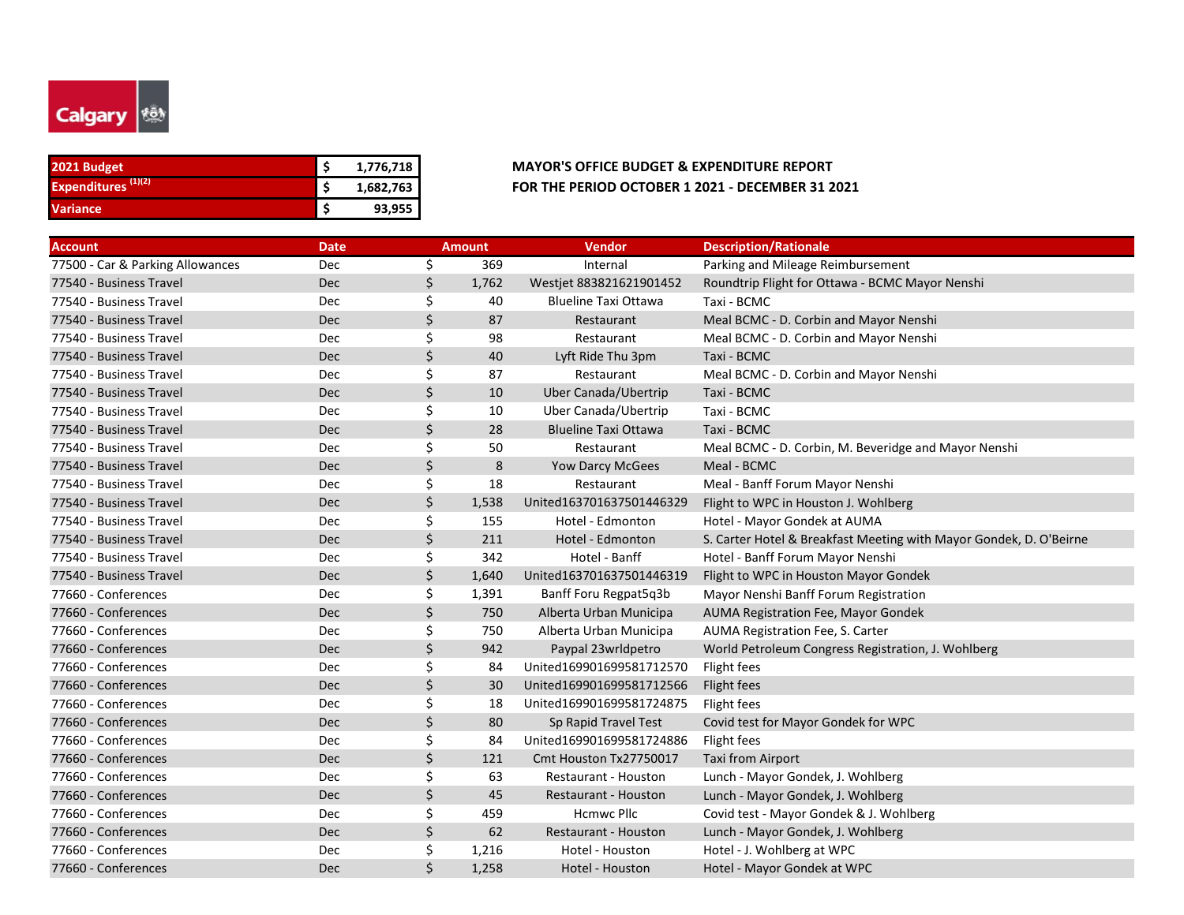Calgary

| 2021 Budget | $ | 1,776,718 |
|---|---|---|
| Expenditures [(1)(2)] | $ | 1,682,763 |
| Variance | $ | 93,955 |

**MAYOR'S OFFICE BUDGET & EXPENDITURE REPORT**
**FOR THE PERIOD OCTOBER 1 2021 - DECEMBER 31 2021**

| Account | Date | Amount | Vendor | Description/Rationale |
|---|---|---|---|---|
| 77500 - Car & Parking Allowances | Dec | $ 369 | Internal | Parking and Mileage Reimbursement |
| 77540 - Business Travel | Dec | $ 1,762 | Westjet 883821621901452 | Roundtrip Flight for Ottawa - BCMC Mayor Nenshi |
| 77540 - Business Travel | Dec | $ 40 | Blueline Taxi Ottawa | Taxi - BCMC |
| 77540 - Business Travel | Dec | $ 87 | Restaurant | Meal BCMC - D. Corbin and Mayor Nenshi |
| 77540 - Business Travel | Dec | $ 98 | Restaurant | Meal BCMC - D. Corbin and Mayor Nenshi |
| 77540 - Business Travel | Dec | $ 40 | Lyft Ride Thu 3pm | Taxi - BCMC |
| 77540 - Business Travel | Dec | $ 87 | Restaurant | Meal BCMC - D. Corbin and Mayor Nenshi |
| 77540 - Business Travel | Dec | $ 10 | Uber Canada/Ubertrip | Taxi - BCMC |
| 77540 - Business Travel | Dec | $ 10 | Uber Canada/Ubertrip | Taxi - BCMC |
| 77540 - Business Travel | Dec | $ 28 | Blueline Taxi Ottawa | Taxi - BCMC |
| 77540 - Business Travel | Dec | $ 50 | Restaurant | Meal BCMC - D. Corbin, M. Beveridge and Mayor Nenshi |
| 77540 - Business Travel | Dec | $ 8 | Yow Darcy McGees | Meal - BCMC |
| 77540 - Business Travel | Dec | $ 18 | Restaurant | Meal - Banff Forum Mayor Nenshi |
| 77540 - Business Travel | Dec | $ 1,538 | United163701637501446329 | Flight to WPC in Houston J. Wohlberg |
| 77540 - Business Travel | Dec | $ 155 | Hotel - Edmonton | Hotel - Mayor Gondek at AUMA |
| 77540 - Business Travel | Dec | $ 211 | Hotel - Edmonton | S. Carter Hotel & Breakfast Meeting with Mayor Gondek, D. O'Beirne |
| 77540 - Business Travel | Dec | $ 342 | Hotel - Banff | Hotel - Banff Forum Mayor Nenshi |
| 77540 - Business Travel | Dec | $ 1,640 | United163701637501446319 | Flight to WPC in Houston Mayor Gondek |
| 77660 - Conferences | Dec | $ 1,391 | Banff Foru Regpat5q3b | Mayor Nenshi Banff Forum Registration |
| 77660 - Conferences | Dec | $ 750 | Alberta Urban Municipa | AUMA Registration Fee, Mayor Gondek |
| 77660 - Conferences | Dec | $ 750 | Alberta Urban Municipa | AUMA Registration Fee, S. Carter |
| 77660 - Conferences | Dec | $ 942 | Paypal 23wrldpetro | World Petroleum Congress Registration, J. Wohlberg |
| 77660 - Conferences | Dec | $ 84 | United169901699581712570 | Flight fees |
| 77660 - Conferences | Dec | $ 30 | United169901699581712566 | Flight fees |
| 77660 - Conferences | Dec | $ 18 | United169901699581724875 | Flight fees |
| 77660 - Conferences | Dec | $ 80 | Sp Rapid Travel Test | Covid test for Mayor Gondek for WPC |
| 77660 - Conferences | Dec | $ 84 | United169901699581724886 | Flight fees |
| 77660 - Conferences | Dec | $ 121 | Cmt Houston Tx27750017 | Taxi from Airport |
| 77660 - Conferences | Dec | $ 63 | Restaurant - Houston | Lunch - Mayor Gondek, J. Wohlberg |
| 77660 - Conferences | Dec | $ 45 | Restaurant - Houston | Lunch - Mayor Gondek, J. Wohlberg |
| 77660 - Conferences | Dec | $ 459 | Hcmwc Pllc | Covid test - Mayor Gondek & J. Wohlberg |
| 77660 - Conferences | Dec | $ 62 | Restaurant - Houston | Lunch - Mayor Gondek, J. Wohlberg |
| 77660 - Conferences | Dec | $ 1,216 | Hotel - Houston | Hotel - J. Wohlberg at WPC |
| 77660 - Conferences | Dec | $ 1,258 | Hotel - Houston | Hotel - Mayor Gondek at WPC |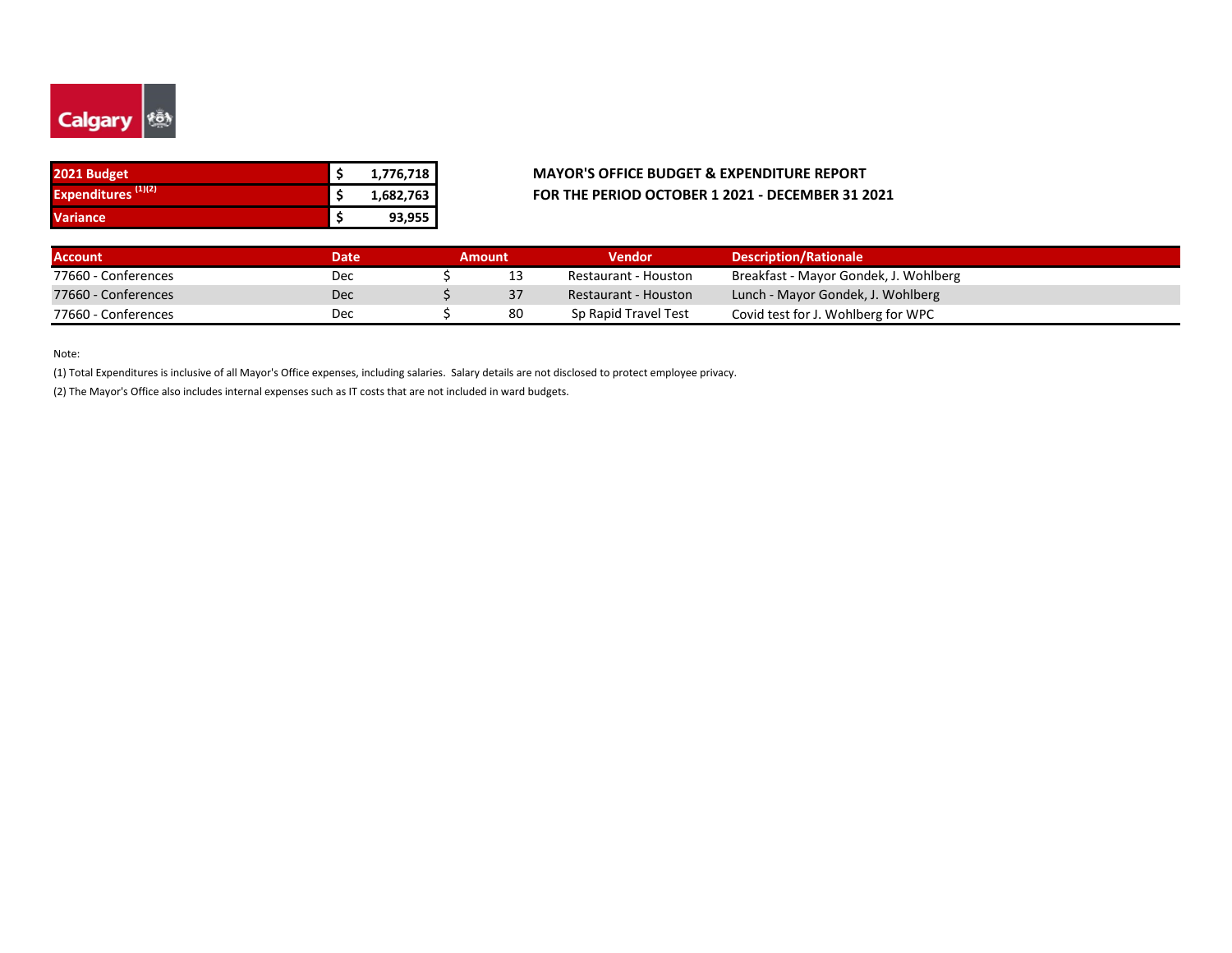Calgary

| | | |
|---|---|---|
| **2021 Budget** | $ | 1,776,718 |
| **Expenditures** [(1)(2)] | $ | 1,682,763 |
| **Variance** | $ | 93,955 |

**MAYOR'S OFFICE BUDGET & EXPENDITURE REPORT**
**FOR THE PERIOD OCTOBER 1 2021 - DECEMBER 31 2021**

| Account | Date | Amount | Vendor | Description/Rationale |
|---|---|---|---|---|
| 77660 - Conferences | Dec | $ 13 | Restaurant - Houston | Breakfast - Mayor Gondek, J. Wohlberg |
| 77660 - Conferences | Dec | $ 37 | Restaurant - Houston | Lunch - Mayor Gondek, J. Wohlberg |
| 77660 - Conferences | Dec | $ 80 | Sp Rapid Travel Test | Covid test for J. Wohlberg for WPC |

Note:

(1) Total Expenditures is inclusive of all Mayor's Office expenses, including salaries. Salary details are not disclosed to protect employee privacy.

(2) The Mayor's Office also includes internal expenses such as IT costs that are not included in ward budgets.